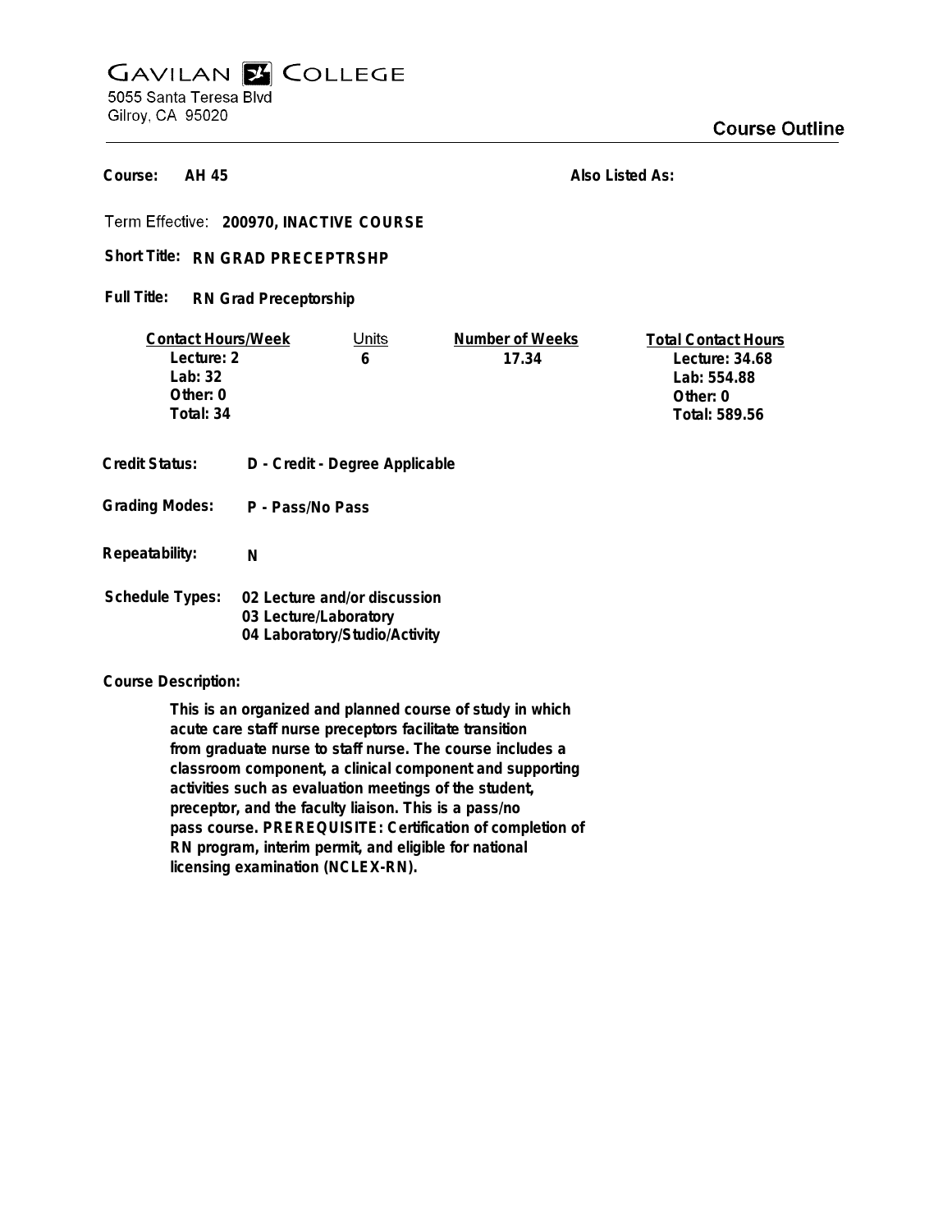# GAVILAN COLLEGE

5055 Santa Teresa Blvd
Gilroy, CA 95020

## Course Outline

**Course:** AH 45 **Also Listed As:**

**Term Effective:** 200970, INACTIVE COURSE

**Short Title:** RN GRAD PRECEPTRSHP

**Full Title:** RN Grad Preceptorship

| Contact Hours/Week | Units | Number of Weeks | Total Contact Hours |
|---|---|---|---|
| Lecture: 2 | 6 | 17.34 | Lecture: 34.68 |
| Lab: 32 | | | Lab: 554.88 |
| Other: 0 | | | Other: 0 |
| Total: 34 | | | Total: 589.56 |

**Credit Status:** D - Credit - Degree Applicable

**Grading Modes:** P - Pass/No Pass

**Repeatability:** N

**Schedule Types:**
02 Lecture and/or discussion
03 Lecture/Laboratory
04 Laboratory/Studio/Activity

**Course Description:**

This is an organized and planned course of study in which acute care staff nurse preceptors facilitate transition from graduate nurse to staff nurse. The course includes a classroom component, a clinical component and supporting activities such as evaluation meetings of the student, preceptor, and the faculty liaison. This is a pass/no pass course. PREREQUISITE: Certification of completion of RN program, interim permit, and eligible for national licensing examination (NCLEX-RN).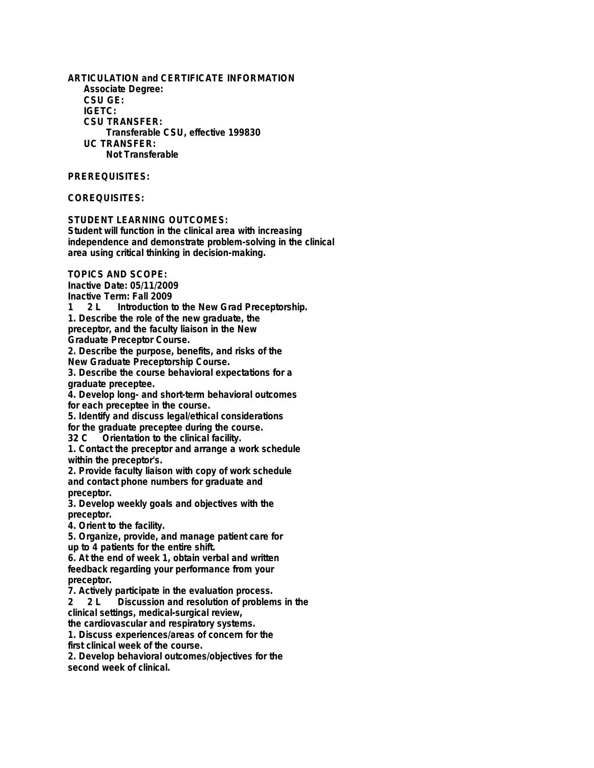## ARTICULATION and CERTIFICATE INFORMATION

**Associate Degree:**

**CSU GE:**

**IGETC:**

**CSU TRANSFER:**

Transferable CSU, effective 199830

**UC TRANSFER:**

Not Transferable

## PREREQUISITES:

## COREQUISITES:

## STUDENT LEARNING OUTCOMES:

Student will function in the clinical area with increasing independence and demonstrate problem-solving in the clinical area using critical thinking in decision-making.

## TOPICS AND SCOPE:

Inactive Date: 05/11/2009

Inactive Term: Fall 2009

1 2 L Introduction to the New Grad Preceptorship.

1. Describe the role of the new graduate, the preceptor, and the faculty liaison in the New Graduate Preceptor Course.
2. Describe the purpose, benefits, and risks of the New Graduate Preceptorship Course.
3. Describe the course behavioral expectations for a graduate preceptee.
4. Develop long- and short-term behavioral outcomes for each preceptee in the course.
5. Identify and discuss legal/ethical considerations for the graduate preceptee during the course.

32 C Orientation to the clinical facility.

1. Contact the preceptor and arrange a work schedule within the preceptor's.
2. Provide faculty liaison with copy of work schedule and contact phone numbers for graduate and preceptor.
3. Develop weekly goals and objectives with the preceptor.
4. Orient to the facility.
5. Organize, provide, and manage patient care for up to 4 patients for the entire shift.
6. At the end of week 1, obtain verbal and written feedback regarding your performance from your preceptor.
7. Actively participate in the evaluation process.

2 2 L Discussion and resolution of problems in the clinical settings, medical-surgical review, the cardiovascular and respiratory systems.

1. Discuss experiences/areas of concern for the first clinical week of the course.
2. Develop behavioral outcomes/objectives for the second week of clinical.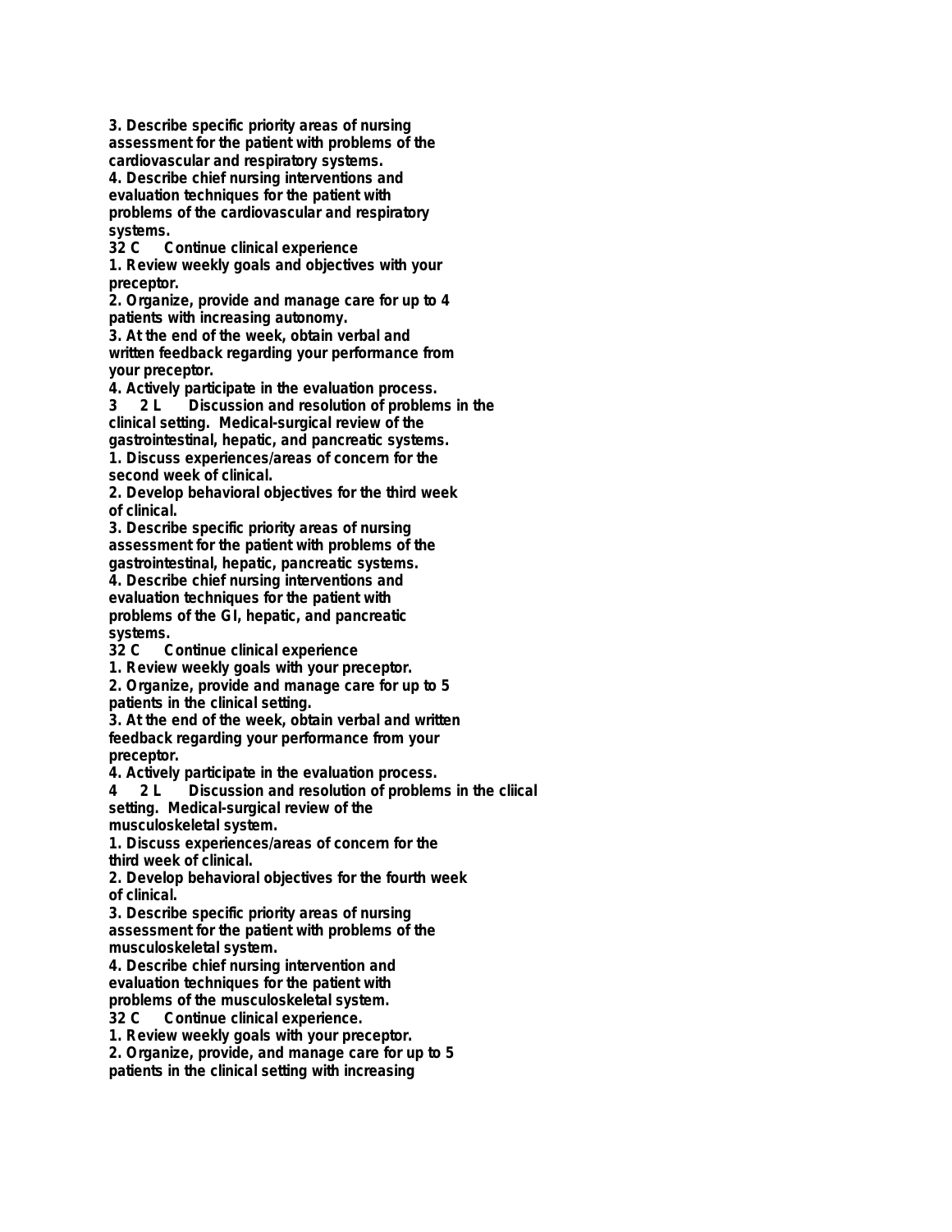**3. Describe specific priority areas of nursing assessment for the patient with problems of the cardiovascular and respiratory systems.**
**4. Describe chief nursing interventions and evaluation techniques for the patient with problems of the cardiovascular and respiratory systems.**

**32 C  Continue clinical experience**
**1. Review weekly goals and objectives with your preceptor.**
**2. Organize, provide and manage care for up to 4 patients with increasing autonomy.**
**3. At the end of the week, obtain verbal and written feedback regarding your performance from your preceptor.**
**4. Actively participate in the evaluation process.**

**3  2 L  Discussion and resolution of problems in the clinical setting.  Medical-surgical review of the gastrointestinal, hepatic, and pancreatic systems.**
**1. Discuss experiences/areas of concern for the second week of clinical.**
**2. Develop behavioral objectives for the third week of clinical.**
**3. Describe specific priority areas of nursing assessment for the patient with problems of the gastrointestinal, hepatic, pancreatic systems.**
**4. Describe chief nursing interventions and evaluation techniques for the patient with problems of the GI, hepatic, and pancreatic systems.**

**32 C  Continue clinical experience**
**1. Review weekly goals with your preceptor.**
**2. Organize, provide and manage care for up to 5 patients in the clinical setting.**
**3. At the end of the week, obtain verbal and written feedback regarding your performance from your preceptor.**
**4. Actively participate in the evaluation process.**

**4  2 L  Discussion and resolution of problems in the cliical setting.  Medical-surgical review of the musculoskeletal system.**
**1. Discuss experiences/areas of concern for the third week of clinical.**
**2. Develop behavioral objectives for the fourth week of clinical.**
**3. Describe specific priority areas of nursing assessment for the patient with problems of the musculoskeletal system.**
**4. Describe chief nursing intervention and evaluation techniques for the patient with problems of the musculoskeletal system.**

**32 C  Continue clinical experience.**
**1. Review weekly goals with your preceptor.**
**2. Organize, provide, and manage care for up to 5 patients in the clinical setting with increasing**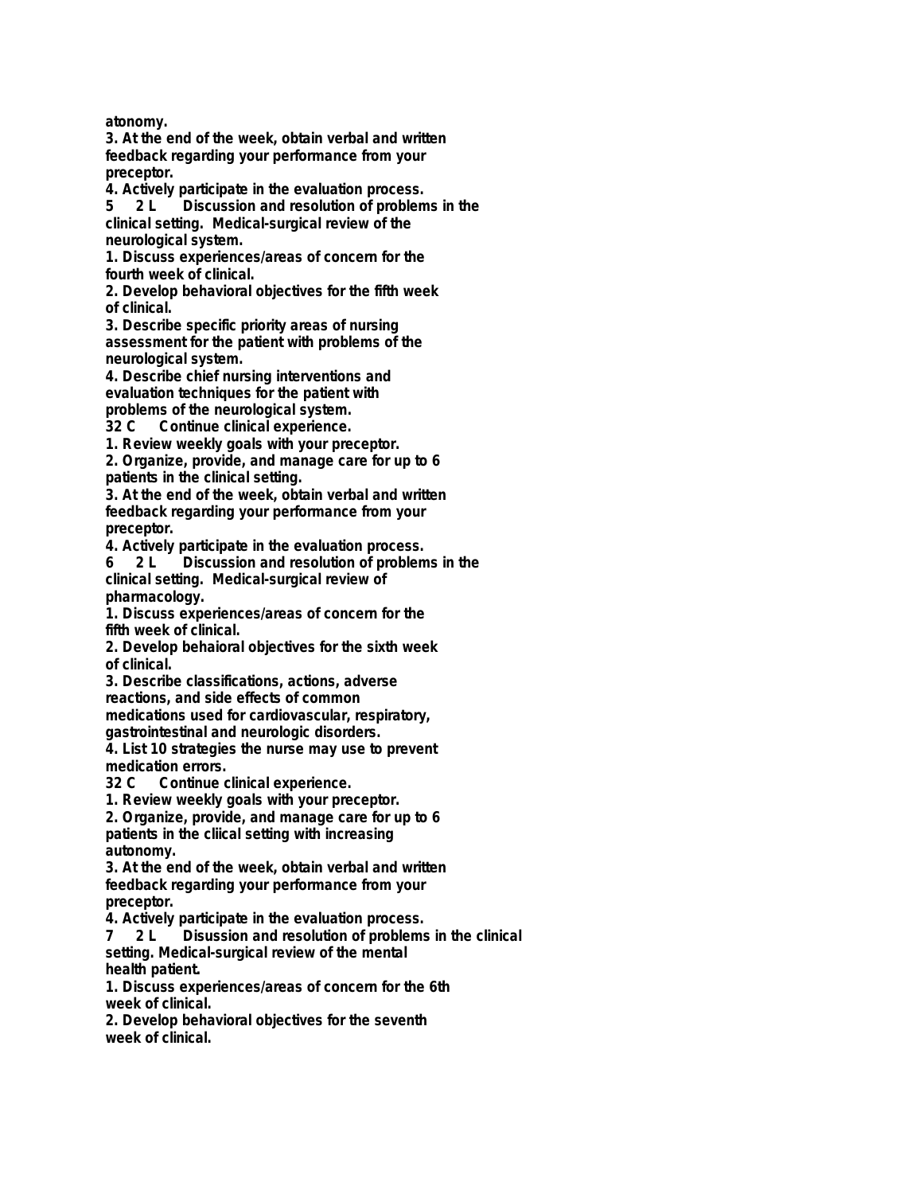**atonomy.**
**3. At the end of the week, obtain verbal and written feedback regarding your performance from your preceptor.**
**4. Actively participate in the evaluation process.**
**5 2 L Discussion and resolution of problems in the clinical setting. Medical-surgical review of the neurological system.**
**1. Discuss experiences/areas of concern for the fourth week of clinical.**
**2. Develop behavioral objectives for the fifth week of clinical.**
**3. Describe specific priority areas of nursing assessment for the patient with problems of the neurological system.**
**4. Describe chief nursing interventions and evaluation techniques for the patient with problems of the neurological system.**
**32 C Continue clinical experience.**
**1. Review weekly goals with your preceptor.**
**2. Organize, provide, and manage care for up to 6 patients in the clinical setting.**
**3. At the end of the week, obtain verbal and written feedback regarding your performance from your preceptor.**
**4. Actively participate in the evaluation process.**
**6 2 L Discussion and resolution of problems in the clinical setting. Medical-surgical review of pharmacology.**
**1. Discuss experiences/areas of concern for the fifth week of clinical.**
**2. Develop behaioral objectives for the sixth week of clinical.**
**3. Describe classifications, actions, adverse reactions, and side effects of common medications used for cardiovascular, respiratory, gastrointestinal and neurologic disorders.**
**4. List 10 strategies the nurse may use to prevent medication errors.**
**32 C Continue clinical experience.**
**1. Review weekly goals with your preceptor.**
**2. Organize, provide, and manage care for up to 6 patients in the cliical setting with increasing autonomy.**
**3. At the end of the week, obtain verbal and written feedback regarding your performance from your preceptor.**
**4. Actively participate in the evaluation process.**
**7 2 L Disussion and resolution of problems in the clinical setting. Medical-surgical review of the mental health patient.**
**1. Discuss experiences/areas of concern for the 6th week of clinical.**
**2. Develop behavioral objectives for the seventh week of clinical.**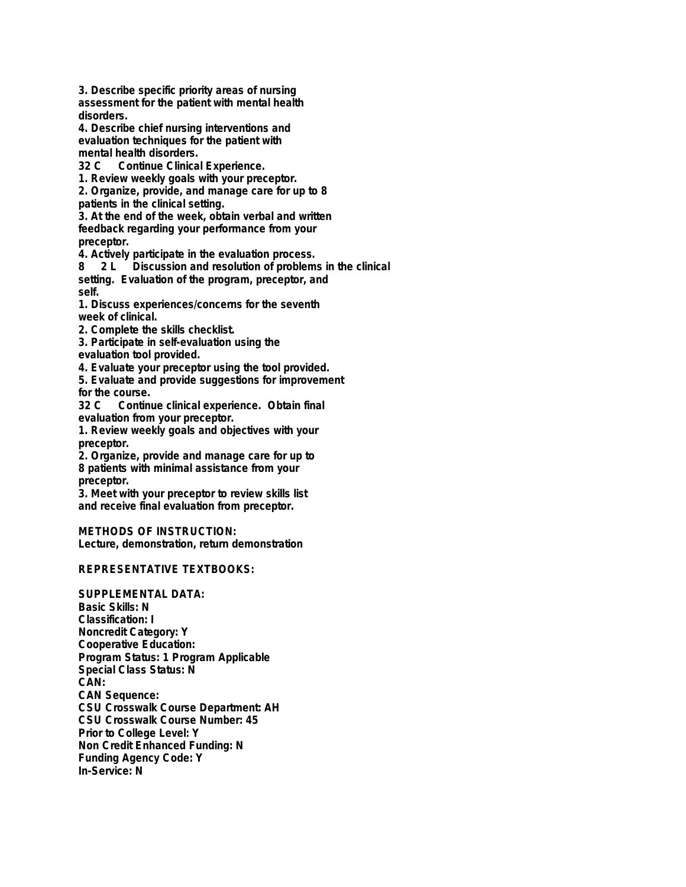**3. Describe specific priority areas of nursing assessment for the patient with mental health disorders.**
**4. Describe chief nursing interventions and evaluation techniques for the patient with mental health disorders.**

**32 C Continue Clinical Experience.**
**1. Review weekly goals with your preceptor.**
**2. Organize, provide, and manage care for up to 8 patients in the clinical setting.**
**3. At the end of the week, obtain verbal and written feedback regarding your performance from your preceptor.**
**4. Actively participate in the evaluation process.**

**8 2 L Discussion and resolution of problems in the clinical setting. Evaluation of the program, preceptor, and self.**
**1. Discuss experiences/concerns for the seventh week of clinical.**
**2. Complete the skills checklist.**
**3. Participate in self-evaluation using the evaluation tool provided.**
**4. Evaluate your preceptor using the tool provided.**
**5. Evaluate and provide suggestions for improvement for the course.**

**32 C Continue clinical experience. Obtain final evaluation from your preceptor.**
**1. Review weekly goals and objectives with your preceptor.**
**2. Organize, provide and manage care for up to 8 patients with minimal assistance from your preceptor.**
**3. Meet with your preceptor to review skills list and receive final evaluation from preceptor.**

**METHODS OF INSTRUCTION:**
**Lecture, demonstration, return demonstration**

**REPRESENTATIVE TEXTBOOKS:**

**SUPPLEMENTAL DATA:**
**Basic Skills: N**
**Classification: I**
**Noncredit Category: Y**
**Cooperative Education:**
**Program Status: 1 Program Applicable**
**Special Class Status: N**
**CAN:**
**CAN Sequence:**
**CSU Crosswalk Course Department: AH**
**CSU Crosswalk Course Number: 45**
**Prior to College Level: Y**
**Non Credit Enhanced Funding: N**
**Funding Agency Code: Y**
**In-Service: N**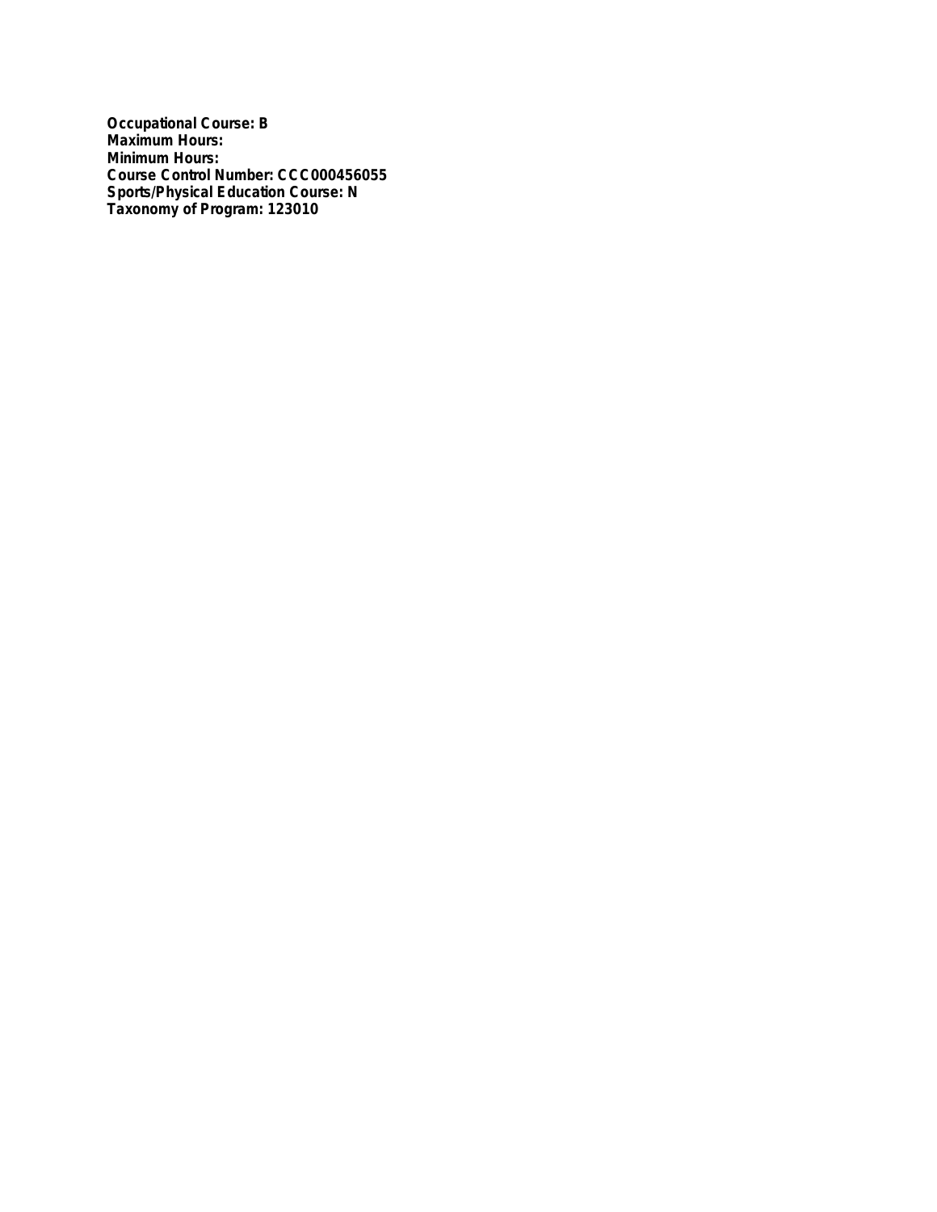**Occupational Course: B**
**Maximum Hours:**
**Minimum Hours:**
**Course Control Number: CCC000456055**
**Sports/Physical Education Course: N**
**Taxonomy of Program: 123010**